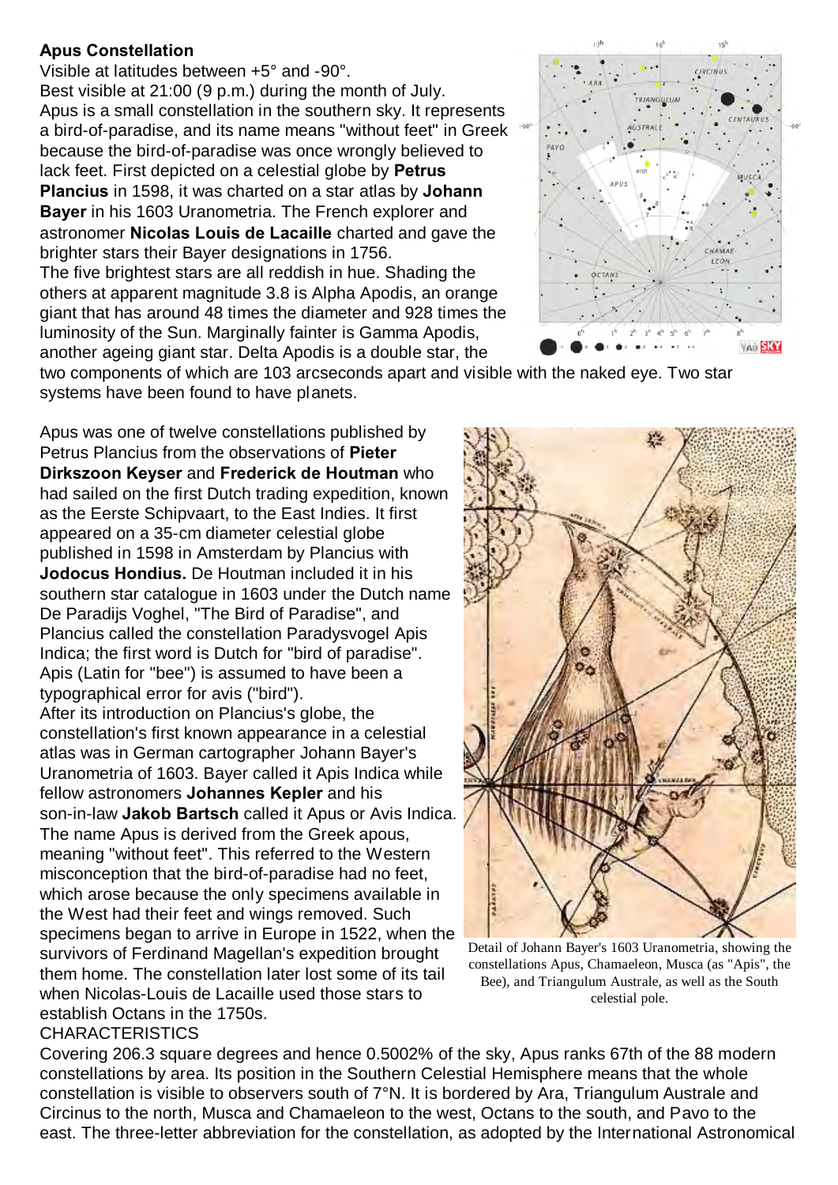**Apus Constellation**

Visible at latitudes between +5° and -90°.
Best visible at 21:00 (9 p.m.) during the month of July.
Apus is a small constellation in the southern sky. It represents a bird-of-paradise, and its name means "without feet" in Greek because the bird-of-paradise was once wrongly believed to lack feet. First depicted on a celestial globe by **Petrus Plancius** in 1598, it was charted on a star atlas by **Johann Bayer** in his 1603 Uranometria. The French explorer and astronomer **Nicolas Louis de Lacaille** charted and gave the brighter stars their Bayer designations in 1756.
The five brightest stars are all reddish in hue. Shading the others at apparent magnitude 3.8 is Alpha Apodis, an orange giant that has around 48 times the diameter and 928 times the luminosity of the Sun. Marginally fainter is Gamma Apodis, another ageing giant star. Delta Apodis is a double star, the two components of which are 103 arcseconds apart and visible with the naked eye. Two star systems have been found to have planets.

Apus was one of twelve constellations published by Petrus Plancius from the observations of **Pieter Dirkszoon Keyser** and **Frederick de Houtman** who had sailed on the first Dutch trading expedition, known as the Eerste Schipvaart, to the East Indies. It first appeared on a 35-cm diameter celestial globe published in 1598 in Amsterdam by Plancius with **Jodocus Hondius.** De Houtman included it in his southern star catalogue in 1603 under the Dutch name De Paradijs Voghel, "The Bird of Paradise", and Plancius called the constellation Paradysvogel Apis Indica; the first word is Dutch for "bird of paradise". Apis (Latin for "bee") is assumed to have been a typographical error for avis ("bird").
After its introduction on Plancius's globe, the constellation's first known appearance in a celestial atlas was in German cartographer Johann Bayer's Uranometria of 1603. Bayer called it Apis Indica while fellow astronomers **Johannes Kepler** and his son-in-law **Jakob Bartsch** called it Apus or Avis Indica. The name Apus is derived from the Greek apous, meaning "without feet". This referred to the Western misconception that the bird-of-paradise had no feet, which arose because the only specimens available in the West had their feet and wings removed. Such specimens began to arrive in Europe in 1522, when the survivors of Ferdinand Magellan's expedition brought them home. The constellation later lost some of its tail when Nicolas-Louis de Lacaille used those stars to establish Octans in the 1750s.

Detail of Johann Bayer's 1603 Uranometria, showing the constellations Apus, Chamaeleon, Musca (as "Apis", the Bee), and Triangulum Australe, as well as the South celestial pole.

CHARACTERISTICS

Covering 206.3 square degrees and hence 0.5002% of the sky, Apus ranks 67th of the 88 modern constellations by area. Its position in the Southern Celestial Hemisphere means that the whole constellation is visible to observers south of 7°N. It is bordered by Ara, Triangulum Australe and Circinus to the north, Musca and Chamaeleon to the west, Octans to the south, and Pavo to the east. The three-letter abbreviation for the constellation, as adopted by the International Astronomical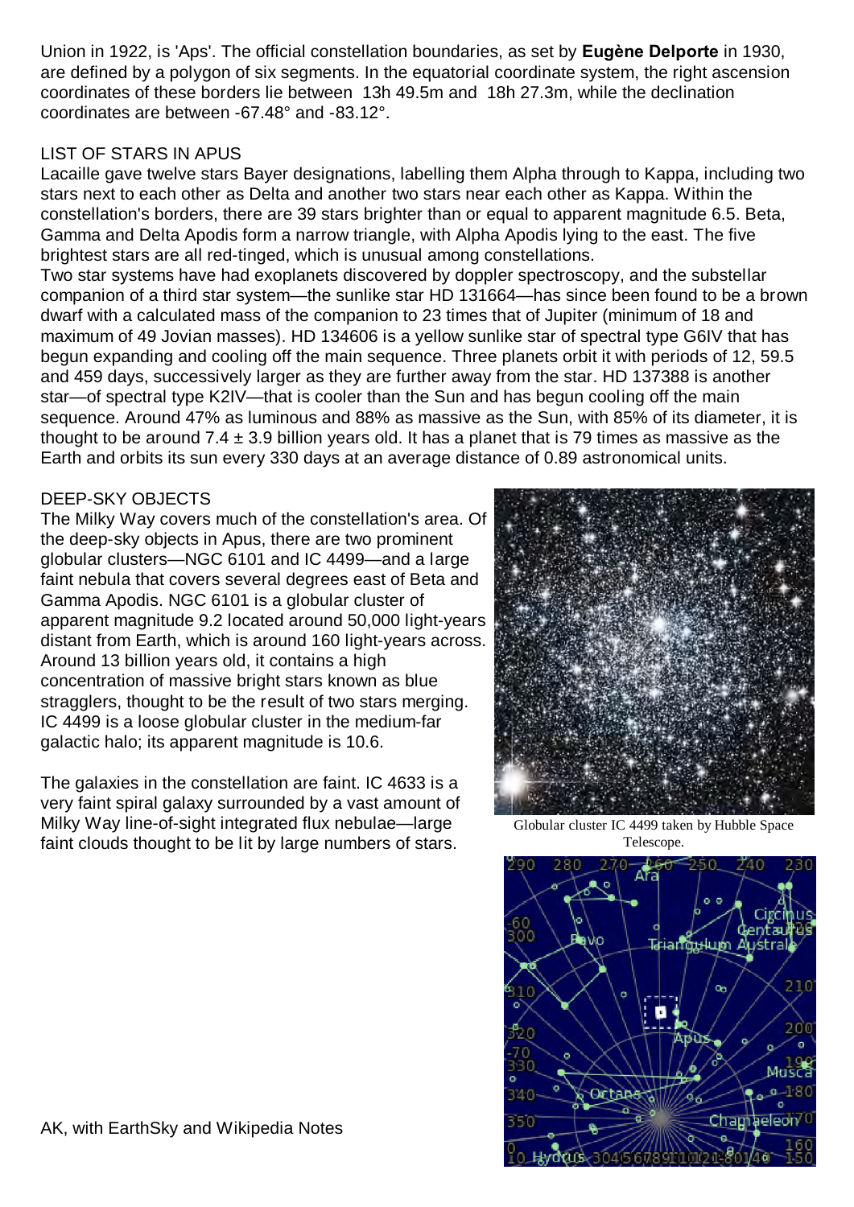Union in 1922, is 'Aps'. The official constellation boundaries, as set by **Eugène Delporte** in 1930, are defined by a polygon of six segments. In the equatorial coordinate system, the right ascension coordinates of these borders lie between 13h 49.5m and 18h 27.3m, while the declination coordinates are between -67.48° and -83.12°.

## LIST OF STARS IN APUS

Lacaille gave twelve stars Bayer designations, labelling them Alpha through to Kappa, including two stars next to each other as Delta and another two stars near each other as Kappa. Within the constellation's borders, there are 39 stars brighter than or equal to apparent magnitude 6.5. Beta, Gamma and Delta Apodis form a narrow triangle, with Alpha Apodis lying to the east. The five brightest stars are all red-tinged, which is unusual among constellations.

Two star systems have had exoplanets discovered by doppler spectroscopy, and the substellar companion of a third star system—the sunlike star HD 131664—has since been found to be a brown dwarf with a calculated mass of the companion to 23 times that of Jupiter (minimum of 18 and maximum of 49 Jovian masses). HD 134606 is a yellow sunlike star of spectral type G6IV that has begun expanding and cooling off the main sequence. Three planets orbit it with periods of 12, 59.5 and 459 days, successively larger as they are further away from the star. HD 137388 is another star—of spectral type K2IV—that is cooler than the Sun and has begun cooling off the main sequence. Around 47% as luminous and 88% as massive as the Sun, with 85% of its diameter, it is thought to be around 7.4 ± 3.9 billion years old. It has a planet that is 79 times as massive as the Earth and orbits its sun every 330 days at an average distance of 0.89 astronomical units.

## DEEP-SKY OBJECTS

The Milky Way covers much of the constellation's area. Of the deep-sky objects in Apus, there are two prominent globular clusters—NGC 6101 and IC 4499—and a large faint nebula that covers several degrees east of Beta and Gamma Apodis. NGC 6101 is a globular cluster of apparent magnitude 9.2 located around 50,000 light-years distant from Earth, which is around 160 light-years across. Around 13 billion years old, it contains a high concentration of massive bright stars known as blue stragglers, thought to be the result of two stars merging. IC 4499 is a loose globular cluster in the medium-far galactic halo; its apparent magnitude is 10.6.

The galaxies in the constellation are faint. IC 4633 is a very faint spiral galaxy surrounded by a vast amount of Milky Way line-of-sight integrated flux nebulae—large faint clouds thought to be lit by large numbers of stars.

Globular cluster IC 4499 taken by Hubble Space Telescope.

AK, with EarthSky and Wikipedia Notes